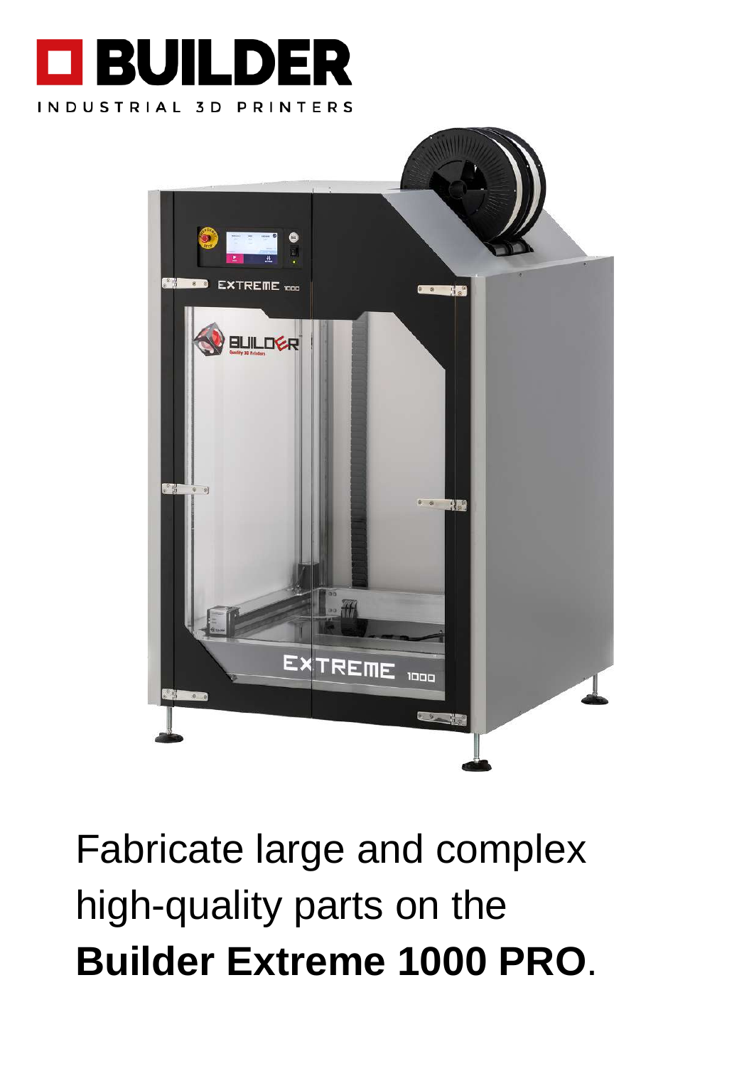# BUILDER

INDUSTRIAL 3D PRINTERS

Fabricate large and complex high-quality parts on the **Builder Extreme 1000 PRO**.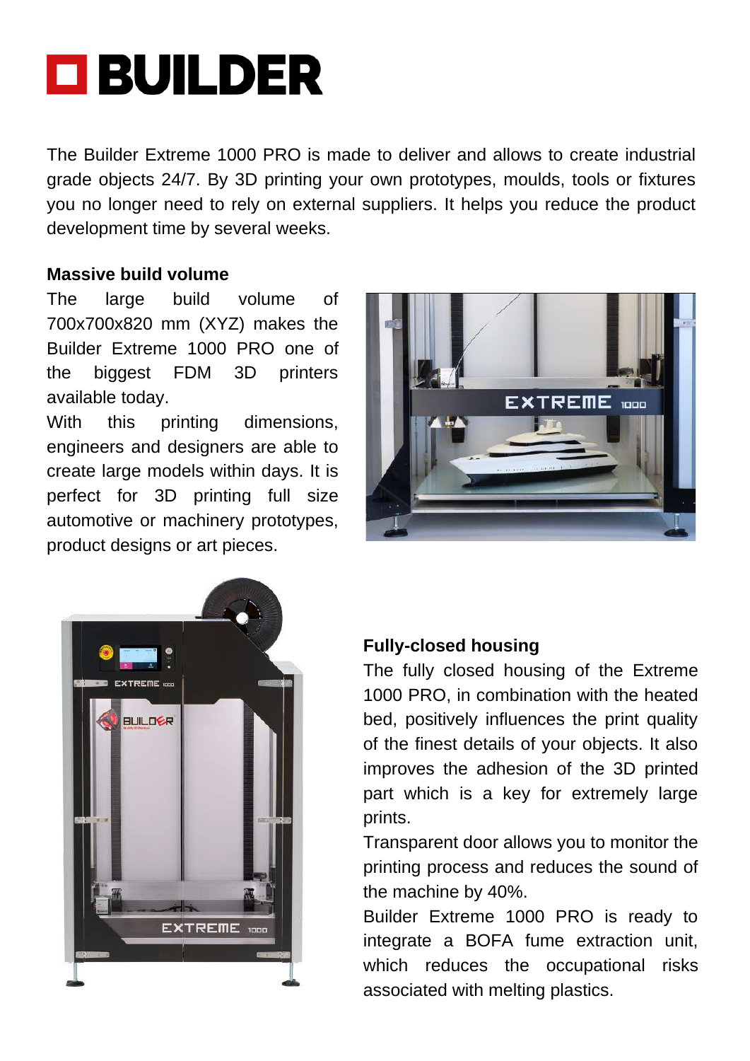# BUILDER

The Builder Extreme 1000 PRO is made to deliver and allows to create industrial grade objects 24/7. By 3D printing your own prototypes, moulds, tools or fixtures you no longer need to rely on external suppliers. It helps you reduce the product development time by several weeks.

**Massive build volume**

The large build volume of 700x700x820 mm (XYZ) makes the Builder Extreme 1000 PRO one of the biggest FDM 3D printers available today.

With this printing dimensions, engineers and designers are able to create large models within days. It is perfect for 3D printing full size automotive or machinery prototypes, product designs or art pieces.

**Fully-closed housing**

The fully closed housing of the Extreme 1000 PRO, in combination with the heated bed, positively influences the print quality of the finest details of your objects. It also improves the adhesion of the 3D printed part which is a key for extremely large prints.

Transparent door allows you to monitor the printing process and reduces the sound of the machine by 40%.

Builder Extreme 1000 PRO is ready to integrate a BOFA fume extraction unit, which reduces the occupational risks associated with melting plastics.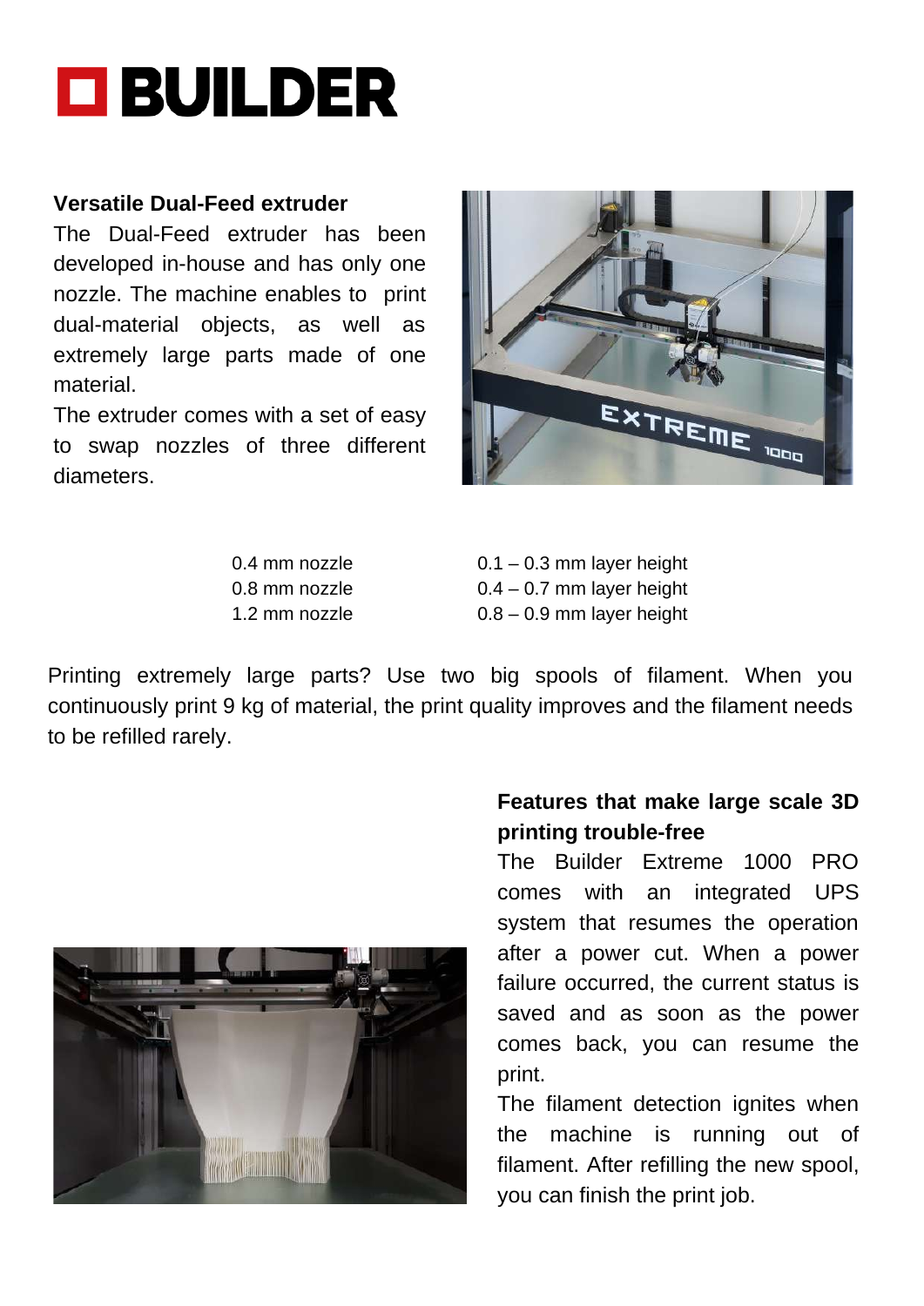# BUILDER

**Versatile Dual-Feed extruder**

The Dual-Feed extruder has been developed in-house and has only one nozzle. The machine enables to print dual-material objects, as well as extremely large parts made of one material.

The extruder comes with a set of easy to swap nozzles of three different diameters.

| | |
|---|---|
| 0.4 mm nozzle | 0.1 – 0.3 mm layer height |
| 0.8 mm nozzle | 0.4 – 0.7 mm layer height |
| 1.2 mm nozzle | 0.8 – 0.9 mm layer height |

Printing extremely large parts? Use two big spools of filament. When you continuously print 9 kg of material, the print quality improves and the filament needs to be refilled rarely.

**Features that make large scale 3D printing trouble-free**

The Builder Extreme 1000 PRO comes with an integrated UPS system that resumes the operation after a power cut. When a power failure occurred, the current status is saved and as soon as the power comes back, you can resume the print.

The filament detection ignites when the machine is running out of filament. After refilling the new spool, you can finish the print job.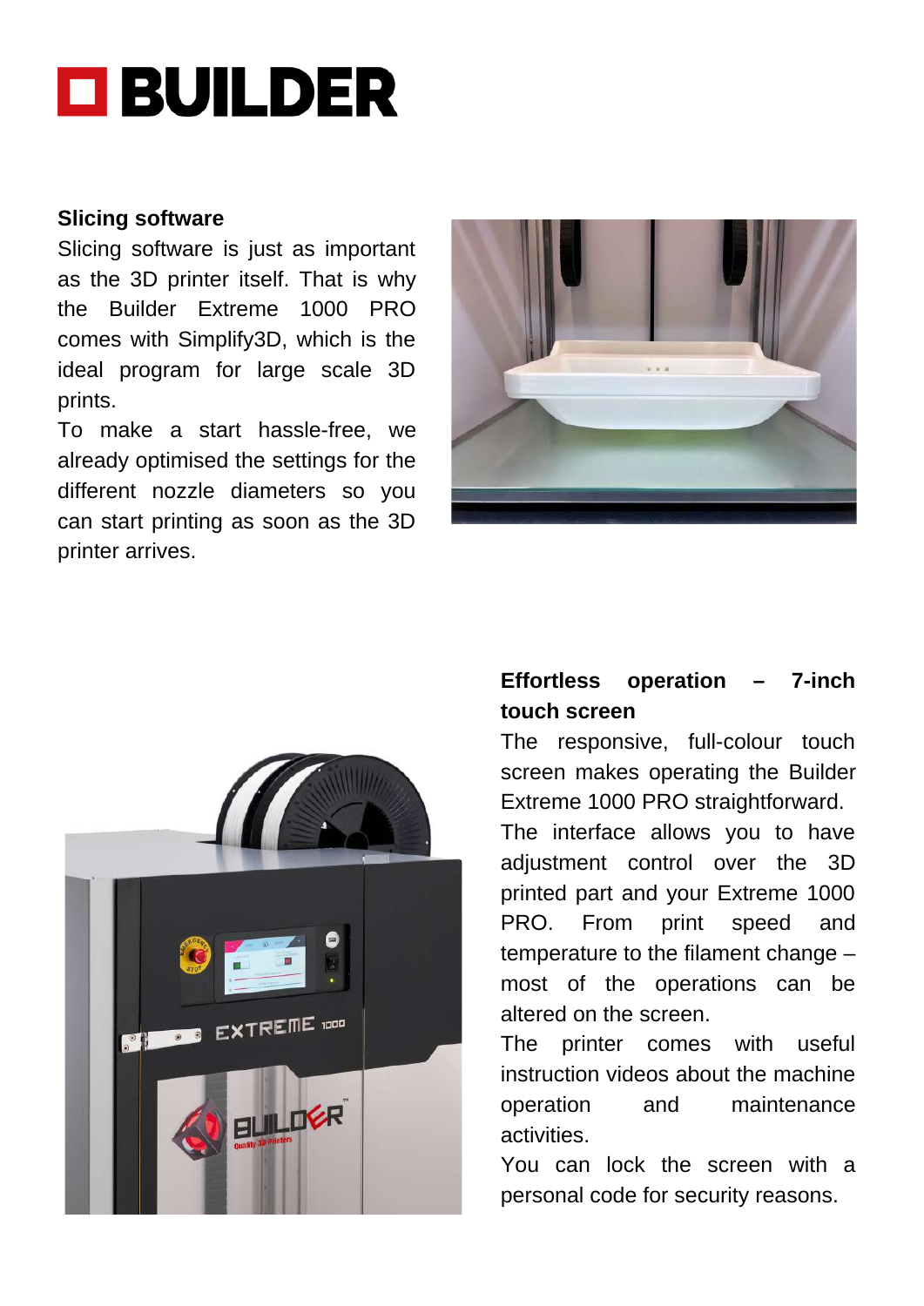# BUILDER

**Slicing software**

Slicing software is just as important as the 3D printer itself. That is why the Builder Extreme 1000 PRO comes with Simplify3D, which is the ideal program for large scale 3D prints.

To make a start hassle-free, we already optimised the settings for the different nozzle diameters so you can start printing as soon as the 3D printer arrives.

**Effortless operation – 7-inch touch screen**

The responsive, full-colour touch screen makes operating the Builder Extreme 1000 PRO straightforward.

The interface allows you to have adjustment control over the 3D printed part and your Extreme 1000 PRO. From print speed and temperature to the filament change – most of the operations can be altered on the screen.

The printer comes with useful instruction videos about the machine operation and maintenance activities.

You can lock the screen with a personal code for security reasons.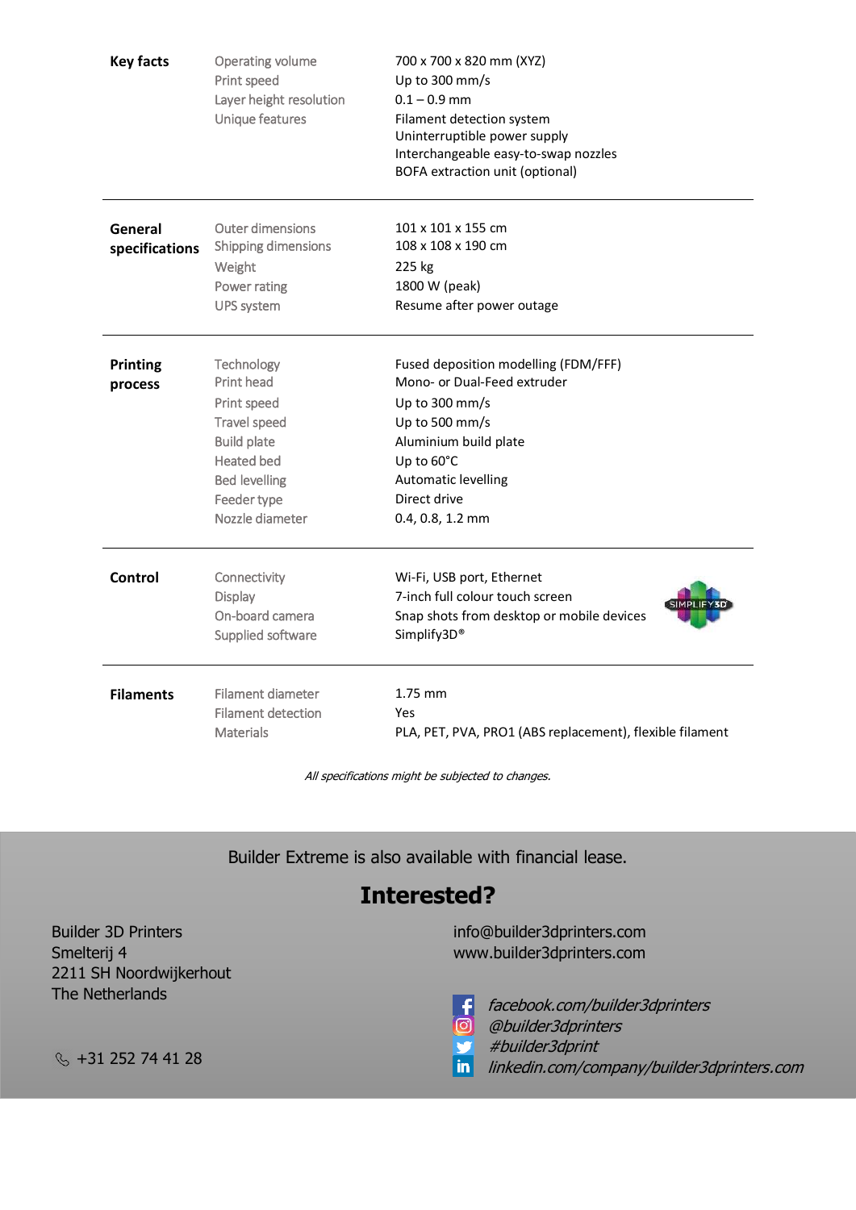| | | |
|---|---|---|
| **Key facts** | Operating volume | 700 x 700 x 820 mm (XYZ) |
| | Print speed | Up to 300 mm/s |
| | Layer height resolution | 0.1 – 0.9 mm |
| | Unique features | Filament detection system<br>Uninterruptible power supply<br>Interchangeable easy-to-swap nozzles<br>BOFA extraction unit (optional) |
| **General specifications** | Outer dimensions | 101 x 101 x 155 cm |
| | Shipping dimensions | 108 x 108 x 190 cm |
| | Weight | 225 kg |
| | Power rating | 1800 W (peak) |
| | UPS system | Resume after power outage |
| **Printing process** | Technology | Fused deposition modelling (FDM/FFF) |
| | Print head | Mono- or Dual-Feed extruder |
| | Print speed | Up to 300 mm/s |
| | Travel speed | Up to 500 mm/s |
| | Build plate | Aluminium build plate |
| | Heated bed | Up to 60°C |
| | Bed levelling | Automatic levelling |
| | Feeder type | Direct drive |
| | Nozzle diameter | 0.4, 0.8, 1.2 mm |
| **Control** | Connectivity | Wi-Fi, USB port, Ethernet |
| | Display | 7-inch full colour touch screen |
| | On-board camera | Snap shots from desktop or mobile devices |
| | Supplied software | Simplify3D® |
| **Filaments** | Filament diameter | 1.75 mm |
| | Filament detection | Yes |
| | Materials | PLA, PET, PVA, PRO1 (ABS replacement), flexible filament |

*All specifications might be subjected to changes.*

Builder Extreme is also available with financial lease.

## Interested?

Builder 3D Printers
Smelterij 4
2211 SH Noordwijkerhout
The Netherlands

+31 252 74 41 28

info@builder3dprinters.com
www.builder3dprinters.com

*facebook.com/builder3dprinters*
*@builder3dprinters*
*#builder3dprint*
*linkedin.com/company/builder3dprinters.com*